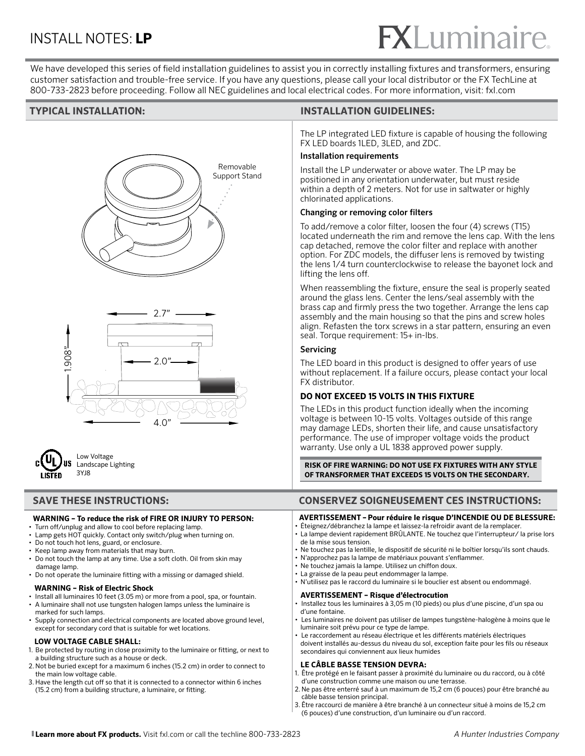# INSTALL NOTES: **LP**

FXLuminaire

We have developed this series of field installation guidelines to assist you in correctly installing fixtures and transformers, ensuring customer satisfaction and trouble-free service. If you have any questions, please call your local distributor or the FX TechLine at 800-733-2823 before proceeding. Follow all NEC guidelines and local electrical codes. For more information, visit: fxl.com

## TYPICAL INSTALLATION:

Removable Support Stand

2.7"

2.0"

1.908"

4.0"

Low Voltage Landscape Lighting 3YJ8

## INSTALLATION GUIDELINES:

The LP integrated LED fixture is capable of housing the following FX LED boards 1LED, 3LED, and ZDC.

**Installation requirements**

Install the LP underwater or above water. The LP may be positioned in any orientation underwater, but must reside within a depth of 2 meters. Not for use in saltwater or highly chlorinated applications.

**Changing or removing color filters**

To add/remove a color filter, loosen the four (4) screws (T15) located underneath the rim and remove the lens cap. With the lens cap detached, remove the color filter and replace with another option. For ZDC models, the diffuser lens is removed by twisting the lens 1/4 turn counterclockwise to release the bayonet lock and lifting the lens off.

When reassembling the fixture, ensure the seal is properly seated around the glass lens. Center the lens/seal assembly with the brass cap and firmly press the two together. Arrange the lens cap assembly and the main housing so that the pins and screw holes align. Refasten the torx screws in a star pattern, ensuring an even seal. Torque requirement: 15+ in-lbs.

**Servicing**

The LED board in this product is designed to offer years of use without replacement. If a failure occurs, please contact your local FX distributor.

**DO NOT EXCEED 15 VOLTS IN THIS FIXTURE**

The LEDs in this product function ideally when the incoming voltage is between 10-15 volts. Voltages outside of this range may damage LEDs, shorten their life, and cause unsatisfactory performance. The use of improper voltage voids the product warranty. Use only a UL 1838 approved power supply.

**RISK OF FIRE WARNING: DO NOT USE FX FIXTURES WITH ANY STYLE OF TRANSFORMER THAT EXCEEDS 15 VOLTS ON THE SECONDARY.**

## SAVE THESE INSTRUCTIONS:

**WARNING – To reduce the risk of FIRE OR INJURY TO PERSON:**

- Turn off/unplug and allow to cool before replacing lamp.
- Lamp gets HOT quickly. Contact only switch/plug when turning on.
- Do not touch hot lens, guard, or enclosure.
- Keep lamp away from materials that may burn.
- Do not touch the lamp at any time. Use a soft cloth. Oil from skin may damage lamp.
- Do not operate the luminaire fitting with a missing or damaged shield.

**WARNING – Risk of Electric Shock**

- Install all luminaires 10 feet (3.05 m) or more from a pool, spa, or fountain.
- A luminaire shall not use tungsten halogen lamps unless the luminaire is marked for such lamps.
- Supply connection and electrical components are located above ground level, except for secondary cord that is suitable for wet locations.

**LOW VOLTAGE CABLE SHALL:**

1. Be protected by routing in close proximity to the luminaire or fitting, or next to a building structure such as a house or deck.
2. Not be buried except for a maximum 6 inches (15.2 cm) in order to connect to the main low voltage cable.
3. Have the length cut off so that it is connected to a connector within 6 inches (15.2 cm) from a building structure, a luminaire, or fitting.

## CONSERVEZ SOIGNEUSEMENT CES INSTRUCTIONS:

**AVERTISSEMENT – Pour réduire le risque D'INCENDIE OU DE BLESSURE:**

- Éteignez/débranchez la lampe et laissez-la refroidir avant de la remplacer.
- La lampe devient rapidement BRÛLANTE. Ne touchez que l'interrupteur/ la prise lors de la mise sous tension.
- Ne touchez pas la lentille, le dispositif de sécurité ni le boîtier lorsqu'ils sont chauds.
- N'approchez pas la lampe de matériaux pouvant s'enflammer.
- Ne touchez jamais la lampe. Utilisez un chiffon doux.
- La graisse de la peau peut endommager la lampe.
- N'utilisez pas le raccord du luminaire si le bouclier est absent ou endommagé.

**AVERTISSEMENT – Risque d'électrocution**

- Installez tous les luminaires à 3,05 m (10 pieds) ou plus d'une piscine, d'un spa ou d'une fontaine.
- Les luminaires ne doivent pas utiliser de lampes tungstène-halogène à moins que le luminaire soit prévu pour ce type de lampe.
- Le raccordement au réseau électrique et les différents matériels électriques doivent installés au-dessus du niveau du sol, exception faite pour les fils ou réseaux secondaires qui conviennent aux lieux humides

**LE CÂBLE BASSE TENSION DEVRA:**

1. Être protégé en le faisant passer à proximité du luminaire ou du raccord, ou à côté d'une construction comme une maison ou une terrasse.
2. Ne pas être enterré sauf à un maximum de 15,2 cm (6 pouces) pour être branché au câble basse tension principal.
3. Être raccourci de manière à être branché à un connecteur situé à moins de 15,2 cm (6 pouces) d'une construction, d'un luminaire ou d'un raccord.

**Learn more about FX products.** Visit fxl.com or call the techline 800-733-2823

*A Hunter Industries Company*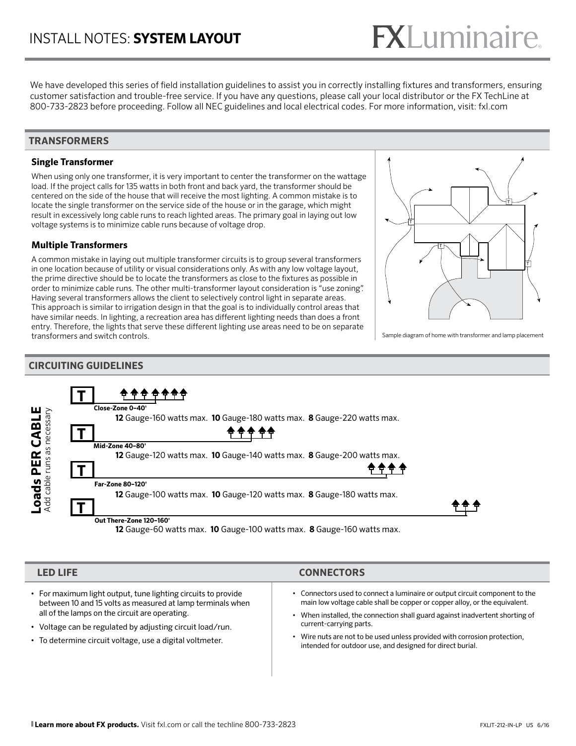# INSTALL NOTES: **SYSTEM LAYOUT**

FXLuminaire

We have developed this series of field installation guidelines to assist you in correctly installing fixtures and transformers, ensuring customer satisfaction and trouble-free service. If you have any questions, please call your local distributor or the FX TechLine at 800-733-2823 before proceeding. Follow all NEC guidelines and local electrical codes. For more information, visit: fxl.com

## TRANSFORMERS

### Single Transformer

When using only one transformer, it is very important to center the transformer on the wattage load. If the project calls for 135 watts in both front and back yard, the transformer should be centered on the side of the house that will receive the most lighting. A common mistake is to locate the single transformer on the service side of the house or in the garage, which might result in excessively long cable runs to reach lighted areas. The primary goal in laying out low voltage systems is to minimize cable runs because of voltage drop.

### Multiple Transformers

A common mistake in laying out multiple transformer circuits is to group several transformers in one location because of utility or visual considerations only. As with any low voltage layout, the prime directive should be to locate the transformers as close to the fixtures as possible in order to minimize cable runs. The other multi-transformer layout consideration is "use zoning". Having several transformers allows the client to selectively control light in separate areas. This approach is similar to irrigation design in that the goal is to individually control areas that have similar needs. In lighting, a recreation area has different lighting needs than does a front entry. Therefore, the lights that serve these different lighting use areas need to be on separate transformers and switch controls.

Sample diagram of home with transformer and lamp placement

## CIRCUITING GUIDELINES

**Loads PER CABLE**
Add cable runs as necessary

**Close-Zone 0–40'**
**12** Gauge-160 watts max. **10** Gauge-180 watts max. **8** Gauge-220 watts max.

**Mid-Zone 40–80'**
**12** Gauge-120 watts max. **10** Gauge-140 watts max. **8** Gauge-200 watts max.

**Far-Zone 80–120'**
**12** Gauge-100 watts max. **10** Gauge-120 watts max. **8** Gauge-180 watts max.

**Out There-Zone 120–160'**
**12** Gauge-60 watts max. **10** Gauge-100 watts max. **8** Gauge-160 watts max.

## LED LIFE

- For maximum light output, tune lighting circuits to provide between 10 and 15 volts as measured at lamp terminals when all of the lamps on the circuit are operating.
- Voltage can be regulated by adjusting circuit load/run.
- To determine circuit voltage, use a digital voltmeter.

## CONNECTORS

- Connectors used to connect a luminaire or output circuit component to the main low voltage cable shall be copper or copper alloy, or the equivalent.
- When installed, the connection shall guard against inadvertent shorting of current-carrying parts.
- Wire nuts are not to be used unless provided with corrosion protection, intended for outdoor use, and designed for direct burial.

**Learn more about FX products.** Visit fxl.com or call the techline 800-733-2823

FXLIT-212-IN-LP US 6/16